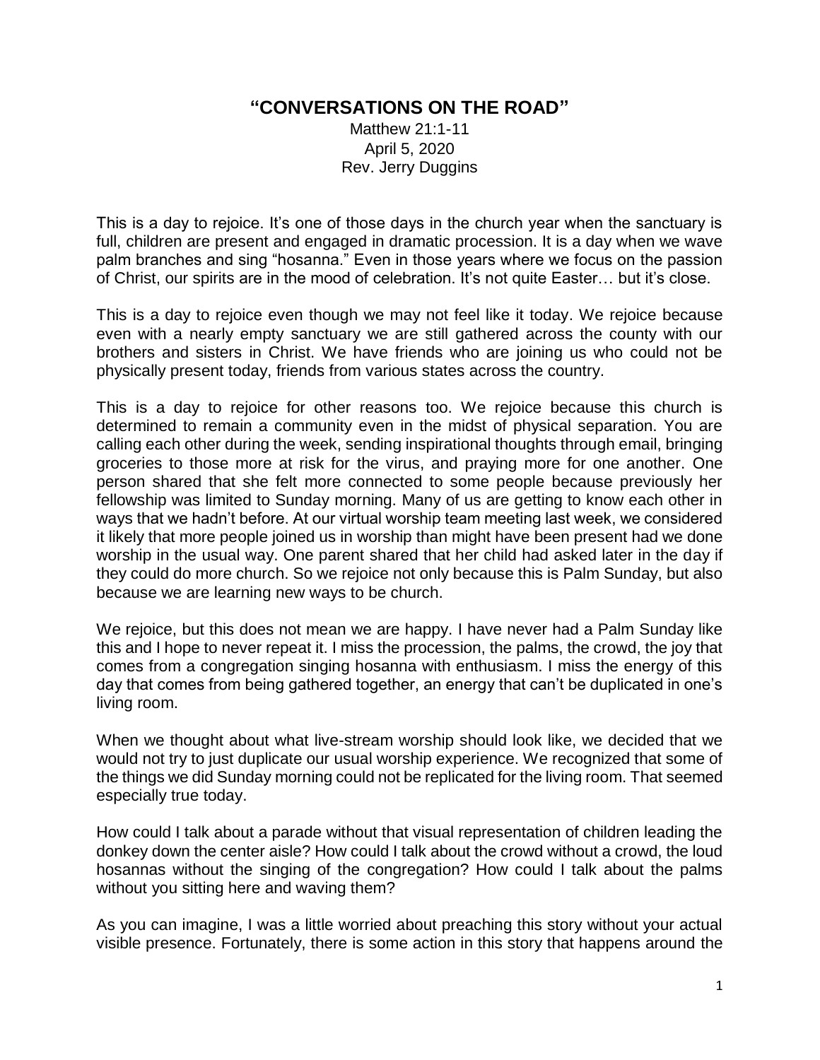# "CONVERSATIONS ON THE ROAD"

Matthew 21:1-11
April 5, 2020
Rev. Jerry Duggins

This is a day to rejoice. It's one of those days in the church year when the sanctuary is full, children are present and engaged in dramatic procession. It is a day when we wave palm branches and sing "hosanna." Even in those years where we focus on the passion of Christ, our spirits are in the mood of celebration. It's not quite Easter… but it's close.

This is a day to rejoice even though we may not feel like it today. We rejoice because even with a nearly empty sanctuary we are still gathered across the county with our brothers and sisters in Christ. We have friends who are joining us who could not be physically present today, friends from various states across the country.

This is a day to rejoice for other reasons too. We rejoice because this church is determined to remain a community even in the midst of physical separation. You are calling each other during the week, sending inspirational thoughts through email, bringing groceries to those more at risk for the virus, and praying more for one another. One person shared that she felt more connected to some people because previously her fellowship was limited to Sunday morning. Many of us are getting to know each other in ways that we hadn't before. At our virtual worship team meeting last week, we considered it likely that more people joined us in worship than might have been present had we done worship in the usual way. One parent shared that her child had asked later in the day if they could do more church. So we rejoice not only because this is Palm Sunday, but also because we are learning new ways to be church.

We rejoice, but this does not mean we are happy. I have never had a Palm Sunday like this and I hope to never repeat it. I miss the procession, the palms, the crowd, the joy that comes from a congregation singing hosanna with enthusiasm. I miss the energy of this day that comes from being gathered together, an energy that can't be duplicated in one's living room.

When we thought about what live-stream worship should look like, we decided that we would not try to just duplicate our usual worship experience. We recognized that some of the things we did Sunday morning could not be replicated for the living room. That seemed especially true today.

How could I talk about a parade without that visual representation of children leading the donkey down the center aisle? How could I talk about the crowd without a crowd, the loud hosannas without the singing of the congregation? How could I talk about the palms without you sitting here and waving them?

As you can imagine, I was a little worried about preaching this story without your actual visible presence. Fortunately, there is some action in this story that happens around the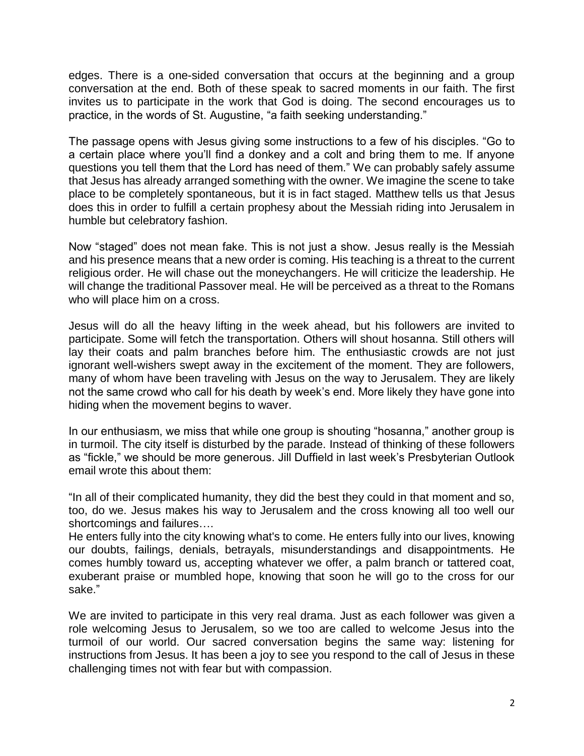edges. There is a one-sided conversation that occurs at the beginning and a group conversation at the end. Both of these speak to sacred moments in our faith. The first invites us to participate in the work that God is doing. The second encourages us to practice, in the words of St. Augustine, "a faith seeking understanding."

The passage opens with Jesus giving some instructions to a few of his disciples. "Go to a certain place where you'll find a donkey and a colt and bring them to me. If anyone questions you tell them that the Lord has need of them." We can probably safely assume that Jesus has already arranged something with the owner. We imagine the scene to take place to be completely spontaneous, but it is in fact staged. Matthew tells us that Jesus does this in order to fulfill a certain prophesy about the Messiah riding into Jerusalem in humble but celebratory fashion.

Now "staged" does not mean fake. This is not just a show. Jesus really is the Messiah and his presence means that a new order is coming. His teaching is a threat to the current religious order. He will chase out the moneychangers. He will criticize the leadership. He will change the traditional Passover meal. He will be perceived as a threat to the Romans who will place him on a cross.

Jesus will do all the heavy lifting in the week ahead, but his followers are invited to participate. Some will fetch the transportation. Others will shout hosanna. Still others will lay their coats and palm branches before him. The enthusiastic crowds are not just ignorant well-wishers swept away in the excitement of the moment. They are followers, many of whom have been traveling with Jesus on the way to Jerusalem. They are likely not the same crowd who call for his death by week's end. More likely they have gone into hiding when the movement begins to waver.

In our enthusiasm, we miss that while one group is shouting "hosanna," another group is in turmoil. The city itself is disturbed by the parade. Instead of thinking of these followers as "fickle," we should be more generous. Jill Duffield in last week's Presbyterian Outlook email wrote this about them:

"In all of their complicated humanity, they did the best they could in that moment and so, too, do we. Jesus makes his way to Jerusalem and the cross knowing all too well our shortcomings and failures….
He enters fully into the city knowing what's to come. He enters fully into our lives, knowing our doubts, failings, denials, betrayals, misunderstandings and disappointments. He comes humbly toward us, accepting whatever we offer, a palm branch or tattered coat, exuberant praise or mumbled hope, knowing that soon he will go to the cross for our sake."

We are invited to participate in this very real drama. Just as each follower was given a role welcoming Jesus to Jerusalem, so we too are called to welcome Jesus into the turmoil of our world. Our sacred conversation begins the same way: listening for instructions from Jesus. It has been a joy to see you respond to the call of Jesus in these challenging times not with fear but with compassion.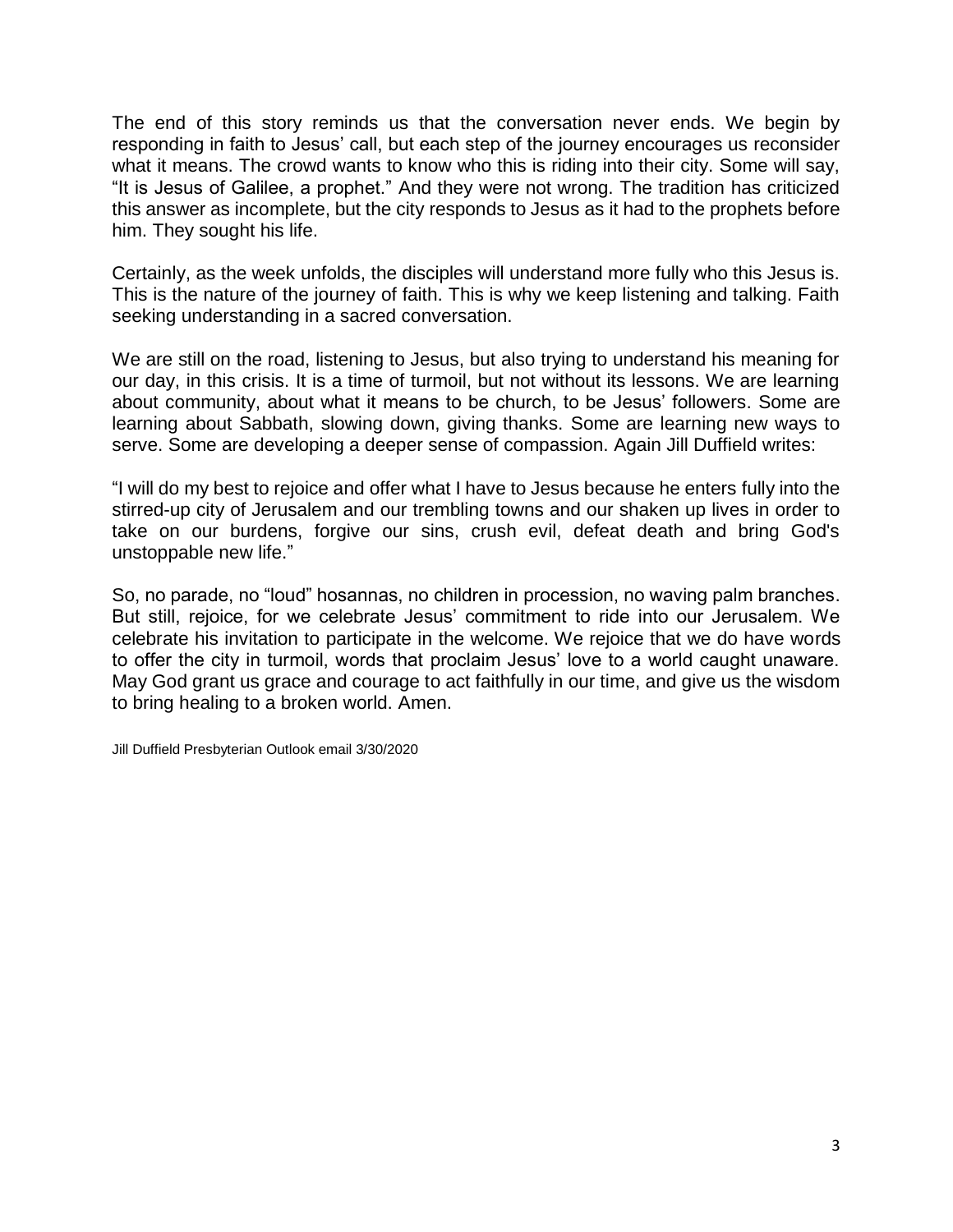The end of this story reminds us that the conversation never ends. We begin by responding in faith to Jesus' call, but each step of the journey encourages us reconsider what it means. The crowd wants to know who this is riding into their city. Some will say, "It is Jesus of Galilee, a prophet." And they were not wrong. The tradition has criticized this answer as incomplete, but the city responds to Jesus as it had to the prophets before him. They sought his life.

Certainly, as the week unfolds, the disciples will understand more fully who this Jesus is. This is the nature of the journey of faith. This is why we keep listening and talking. Faith seeking understanding in a sacred conversation.

We are still on the road, listening to Jesus, but also trying to understand his meaning for our day, in this crisis. It is a time of turmoil, but not without its lessons. We are learning about community, about what it means to be church, to be Jesus' followers. Some are learning about Sabbath, slowing down, giving thanks. Some are learning new ways to serve. Some are developing a deeper sense of compassion. Again Jill Duffield writes:

"I will do my best to rejoice and offer what I have to Jesus because he enters fully into the stirred-up city of Jerusalem and our trembling towns and our shaken up lives in order to take on our burdens, forgive our sins, crush evil, defeat death and bring God's unstoppable new life."

So, no parade, no "loud" hosannas, no children in procession, no waving palm branches. But still, rejoice, for we celebrate Jesus' commitment to ride into our Jerusalem. We celebrate his invitation to participate in the welcome. We rejoice that we do have words to offer the city in turmoil, words that proclaim Jesus' love to a world caught unaware. May God grant us grace and courage to act faithfully in our time, and give us the wisdom to bring healing to a broken world. Amen.

Jill Duffield Presbyterian Outlook email 3/30/2020